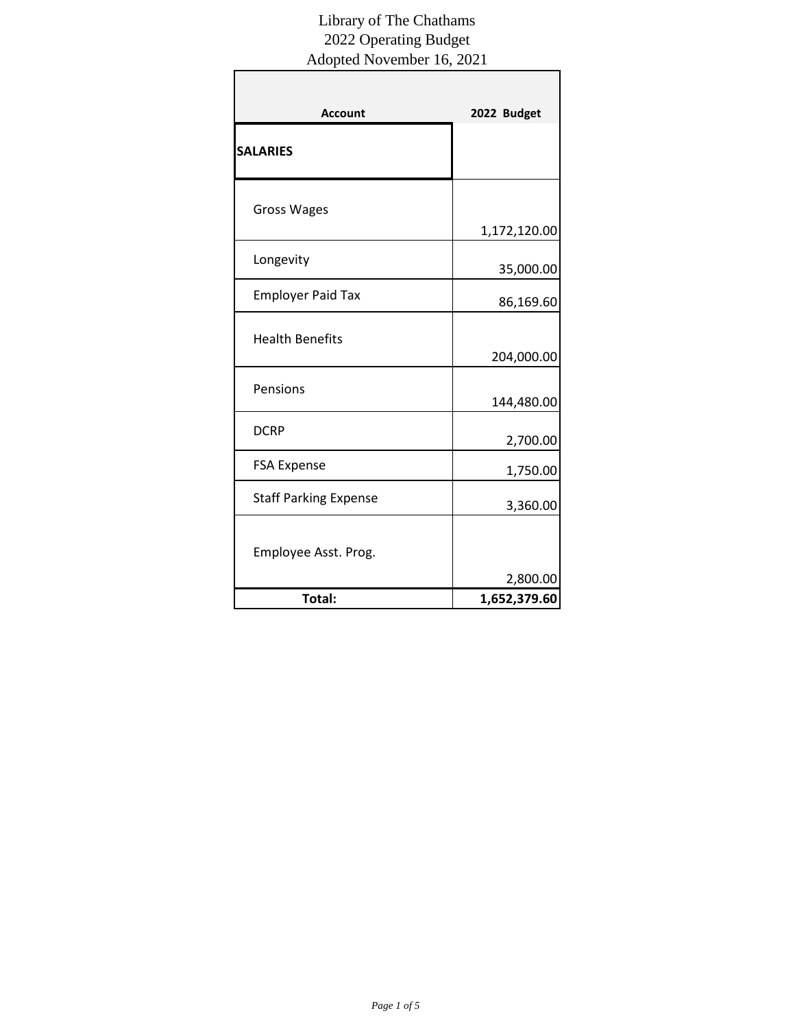# Library of The Chathams
## 2022 Operating Budget
### Adopted November 16, 2021

| Account | 2022 Budget |
|---|---|
| **SALARIES** | |
| Gross Wages | 1,172,120.00 |
| Longevity | 35,000.00 |
| Employer Paid Tax | 86,169.60 |
| Health Benefits | 204,000.00 |
| Pensions | 144,480.00 |
| DCRP | 2,700.00 |
| FSA Expense | 1,750.00 |
| Staff Parking Expense | 3,360.00 |
| Employee Asst. Prog. | 2,800.00 |
| **Total:** | **1,652,379.60** |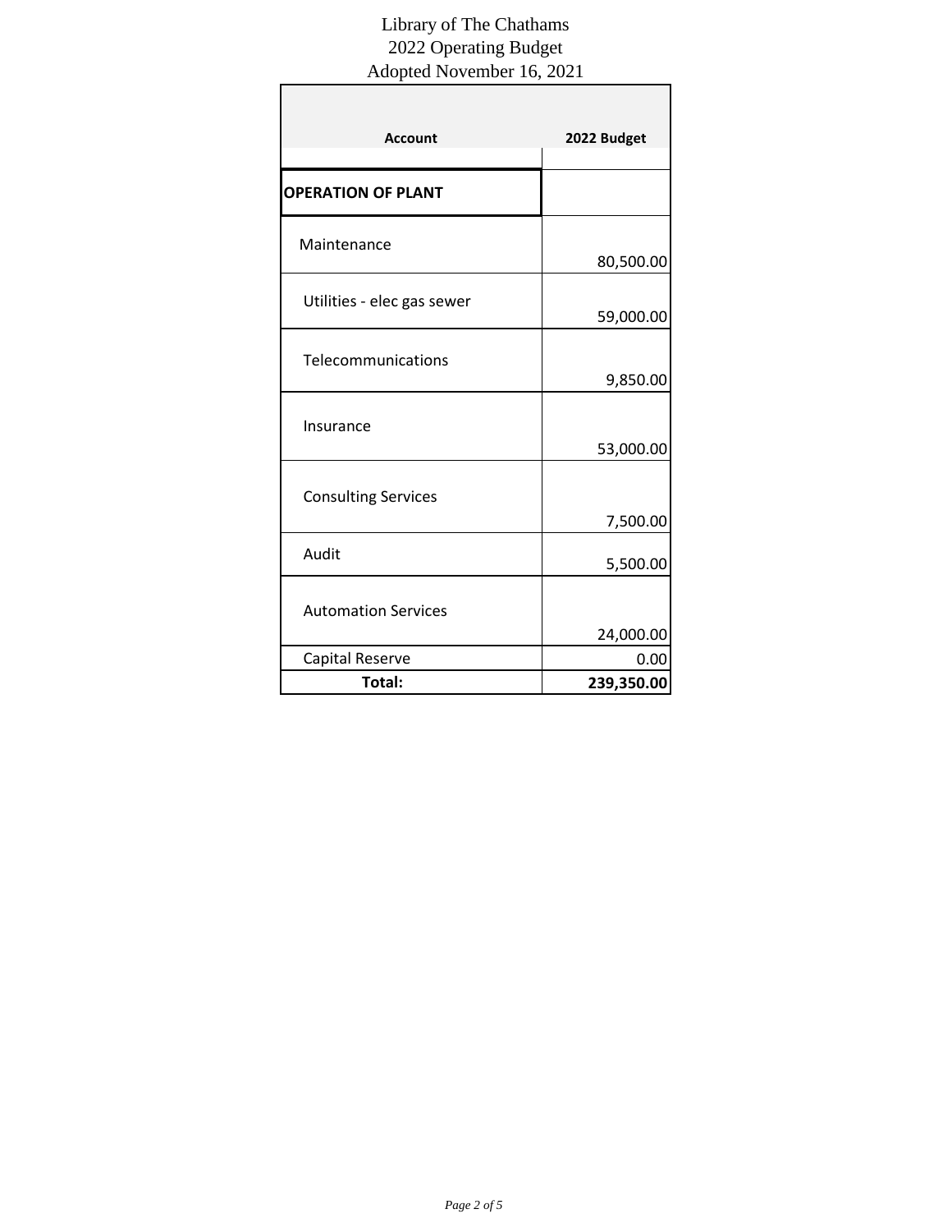Library of The Chathams
2022 Operating Budget
Adopted November 16, 2021

| Account | 2022 Budget |
| --- | --- |
| **OPERATION OF PLANT** | |
| Maintenance | 80,500.00 |
| Utilities - elec gas sewer | 59,000.00 |
| Telecommunications | 9,850.00 |
| Insurance | 53,000.00 |
| Consulting Services | 7,500.00 |
| Audit | 5,500.00 |
| Automation Services | 24,000.00 |
| Capital Reserve | 0.00 |
| **Total:** | **239,350.00** |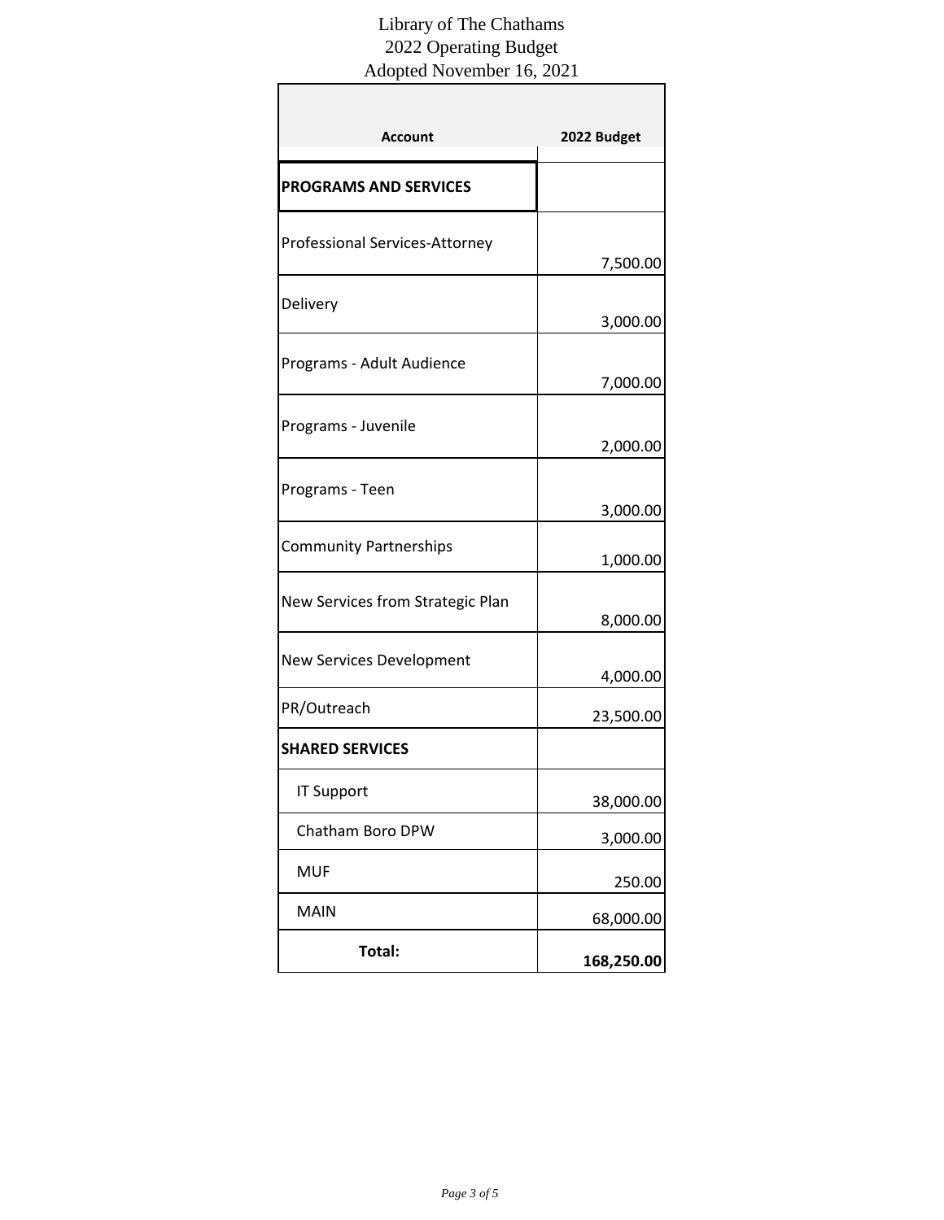Library of The Chathams
2022 Operating Budget
Adopted November 16, 2021

| Account | 2022 Budget |
| --- | --- |
| **PROGRAMS AND SERVICES** | |
| Professional Services-Attorney | 7,500.00 |
| Delivery | 3,000.00 |
| Programs - Adult Audience | 7,000.00 |
| Programs - Juvenile | 2,000.00 |
| Programs - Teen | 3,000.00 |
| Community Partnerships | 1,000.00 |
| New Services from Strategic Plan | 8,000.00 |
| New Services Development | 4,000.00 |
| PR/Outreach | 23,500.00 |
| **SHARED SERVICES** | |
| IT Support | 38,000.00 |
| Chatham Boro DPW | 3,000.00 |
| MUF | 250.00 |
| MAIN | 68,000.00 |
| **Total:** | **168,250.00** |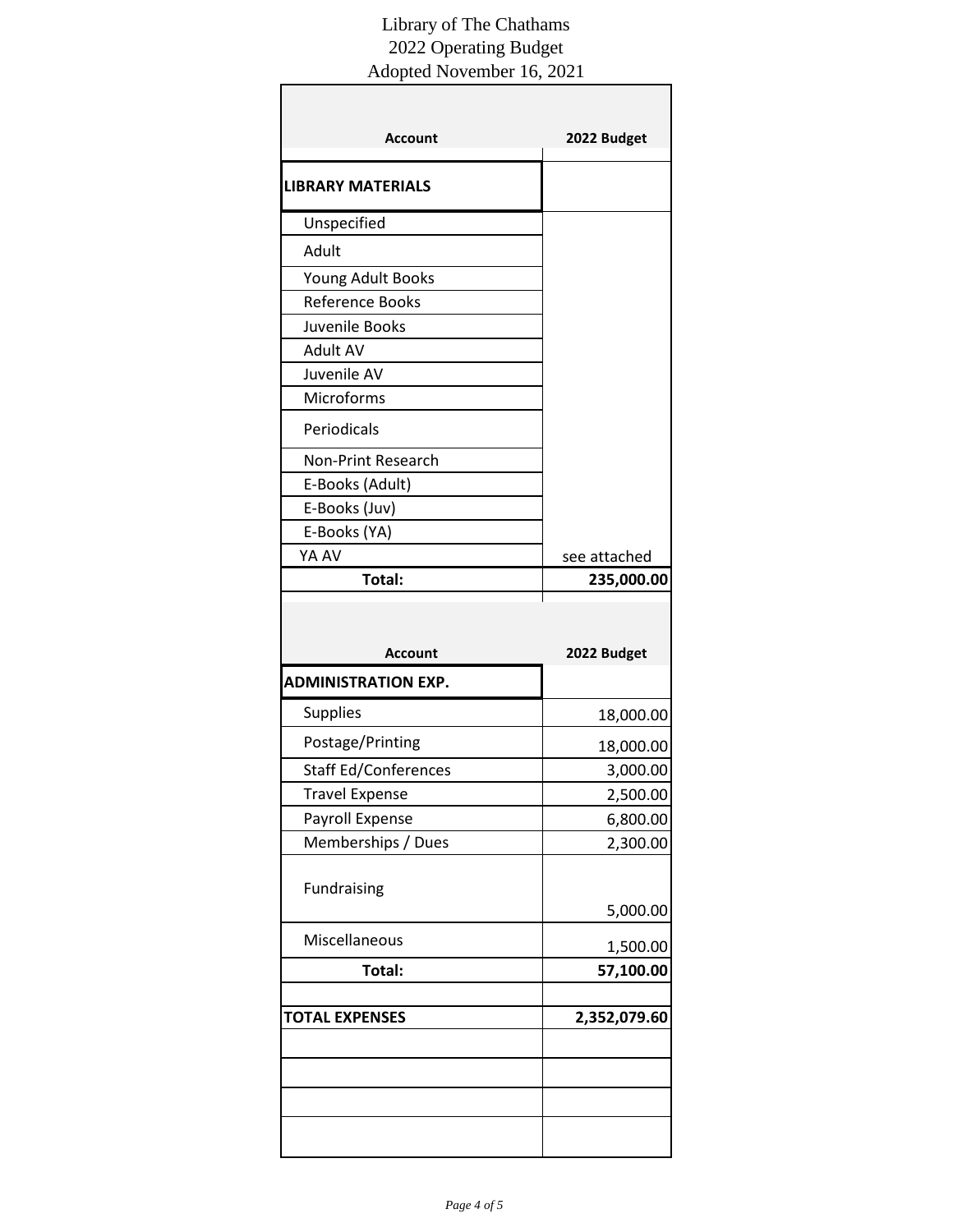# Library of The Chathams
## 2022 Operating Budget
### Adopted November 16, 2021

| Account | 2022 Budget |
|---|---|
| **LIBRARY MATERIALS** | |
| Unspecified | |
| Adult | |
| Young Adult Books | |
| Reference Books | |
| Juvenile Books | |
| Adult AV | |
| Juvenile AV | |
| Microforms | |
| Periodicals | |
| Non-Print Research | |
| E-Books (Adult) | |
| E-Books (Juv) | |
| E-Books (YA) | |
| YA AV | see attached |
| **Total:** | **235,000.00** |

| Account | 2022 Budget |
|---|---|
| **ADMINISTRATION EXP.** | |
| Supplies | 18,000.00 |
| Postage/Printing | 18,000.00 |
| Staff Ed/Conferences | 3,000.00 |
| Travel Expense | 2,500.00 |
| Payroll Expense | 6,800.00 |
| Memberships / Dues | 2,300.00 |
| Fundraising | 5,000.00 |
| Miscellaneous | 1,500.00 |
| **Total:** | **57,100.00** |
| | |
| **TOTAL EXPENSES** | **2,352,079.60** |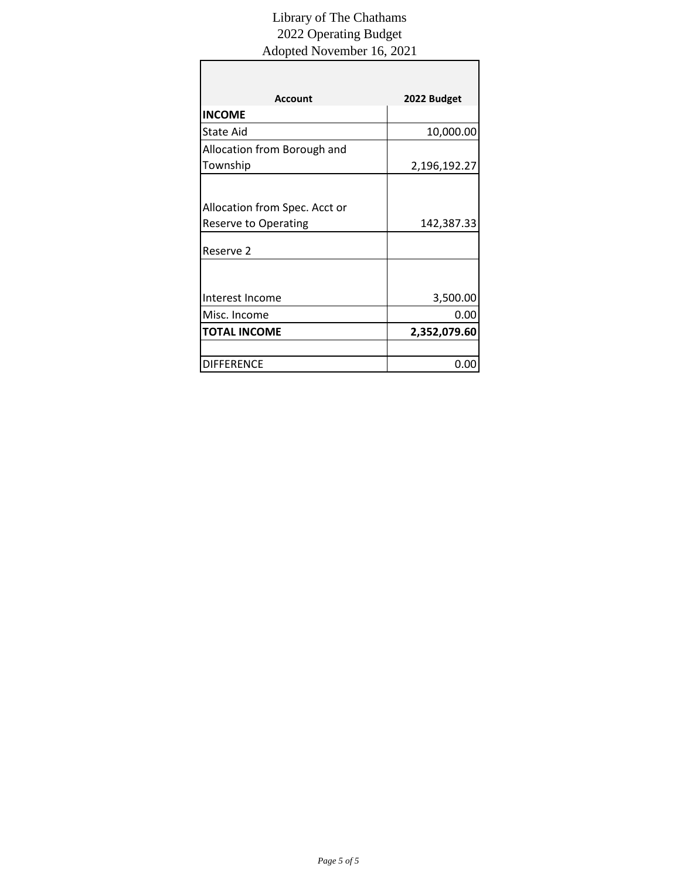# Library of The Chathams
## 2022 Operating Budget
### Adopted November 16, 2021

| Account | 2022 Budget |
|---|---|
| **INCOME** | |
| State Aid | 10,000.00 |
| Allocation from Borough and Township | 2,196,192.27 |
| Allocation from Spec. Acct or Reserve to Operating | 142,387.33 |
| Reserve 2 | |
| Interest Income | 3,500.00 |
| Misc. Income | 0.00 |
| **TOTAL INCOME** | **2,352,079.60** |
| | |
| DIFFERENCE | 0.00 |